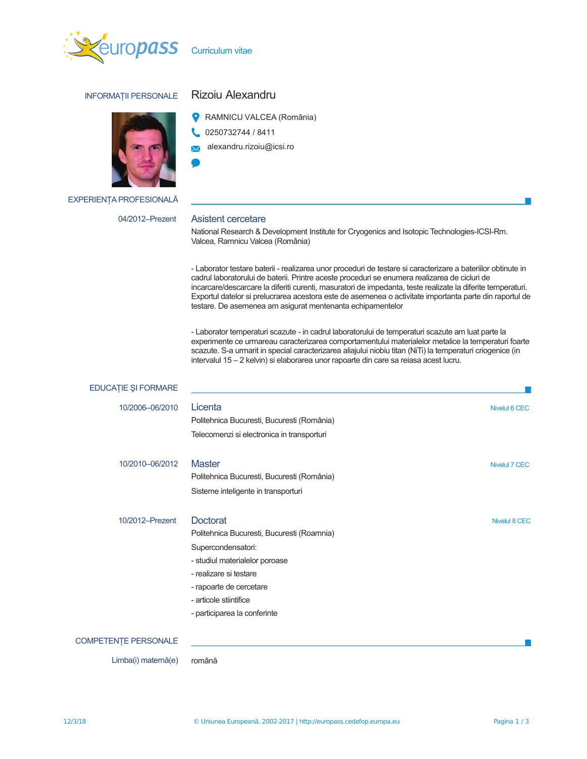# Curriculum vitae

## INFORMAȚII PERSONALE

**Rizoiu Alexandru**

RAMNICU VALCEA (România)

0250732744 / 8411

alexandru.rizoiu@icsi.ro

## EXPERIENȚA PROFESIONALĂ

**04/2012–Prezent**

### Asistent cercetare

National Research & Development Institute for Cryogenics and Isotopic Technologies-ICSI-Rm. Valcea, Ramnicu Valcea (România)

- Laborator testare baterii - realizarea unor proceduri de testare si caracterizare a bateriilor obtinute in cadrul laboratorului de baterii. Printre aceste proceduri se enumera realizarea de cicluri de incarcare/descarcare la diferiti curenti, masuratori de impedanta, teste realizate la diferite temperaturi. Exportul datelor si prelucrarea acestora este de asemenea o activitate importanta parte din raportul de testare. De asemenea am asigurat mentenanta echipamentelor

- Laborator temperaturi scazute - in cadrul laboratorului de temperaturi scazute am luat parte la experimente ce urmareau caracterizarea comportamentului materialelor metalice la temperaturi foarte scazute. S-a urmarit in special caracterizarea aliajului niobiu titan (NiTi) la temperaturi criogenice (in intervalul 15 – 2 kelvin) si elaborarea unor rapoarte din care sa reiasa acest lucru.

## EDUCAȚIE ŞI FORMARE

**10/2006–06/2010**

### Licenta

Nivelul 6 CEC

Politehnica Bucuresti, Bucuresti (România)

Telecomenzi si electronica in transporturi

**10/2010–06/2012**

### Master

Nivelul 7 CEC

Politehnica Bucuresti, Bucuresti (România)

Sisteme inteligente in transporturi

**10/2012–Prezent**

### Doctorat

Nivelul 8 CEC

Politehnica Bucuresti, Bucuresti (Roamnia)

Supercondensatori:

- studiul materialelor poroase
- realizare si testare
- rapoarte de cercetare
- articole stiintifice
- participarea la conferinte

## COMPETENȚE PERSONALE

**Limba(i) maternă(e)** română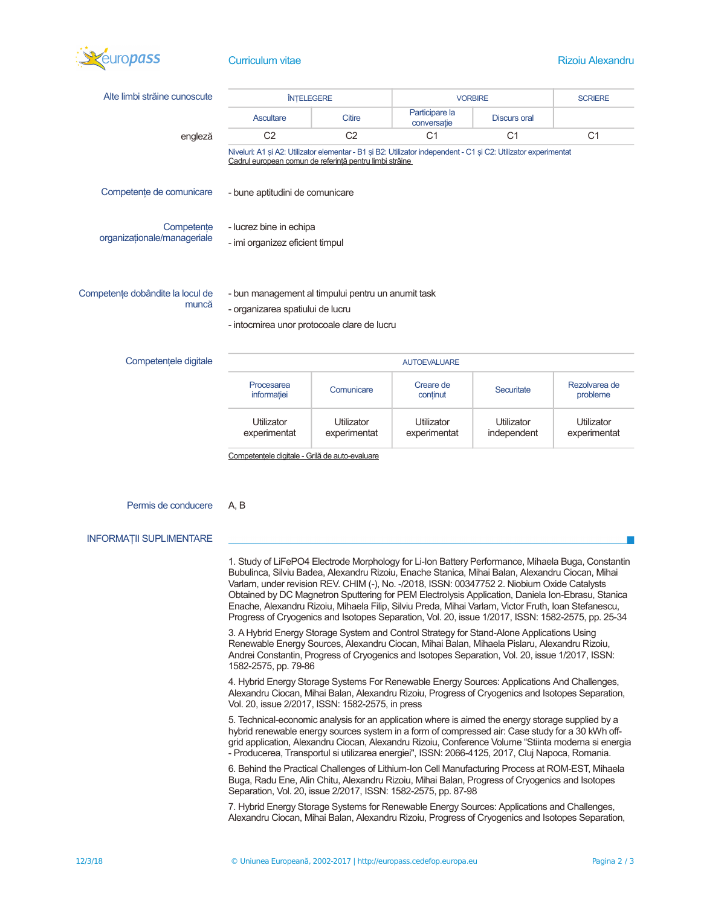**Alte limbi străine cunoscute**

| | ÎNȚELEGERE | | VORBIRE | | SCRIERE |
|---|---|---|---|---|---|
| | Ascultare | Citire | Participare la conversație | Discurs oral | |
| engleză | C2 | C2 | C1 | C1 | C1 |

Niveluri: A1 și A2: Utilizator elementar - B1 și B2: Utilizator independent - C1 și C2: Utilizator experimentat
Cadrul european comun de referință pentru limbi străine

**Competențe de comunicare**

- bune aptitudini de comunicare

**Competențe organizaționale/manageriale**

- lucrez bine in echipa
- imi organizez eficient timpul

**Competențe dobândite la locul de muncă**

- bun management al timpului pentru un anumit task
- organizarea spatiului de lucru
- intocmirea unor protocoale clare de lucru

**Competențele digitale**

| AUTOEVALUARE | | | | |
|---|---|---|---|---|
| Procesarea informației | Comunicare | Creare de conținut | Securitate | Rezolvarea de probleme |
| Utilizator experimentat | Utilizator experimentat | Utilizator experimentat | Utilizator independent | Utilizator experimentat |

Competentele digitale - Grilă de auto-evaluare

**Permis de conducere**

A, B

## INFORMAȚII SUPLIMENTARE

1. Study of LiFePO4 Electrode Morphology for Li-Ion Battery Performance, Mihaela Buga, Constantin Bubulinca, Silviu Badea, Alexandru Rizoiu, Enache Stanica, Mihai Balan, Alexandru Ciocan, Mihai Varlam, under revision REV. CHIM (-), No. -/2018, ISSN: 00347752 2. Niobium Oxide Catalysts Obtained by DC Magnetron Sputtering for PEM Electrolysis Application, Daniela Ion-Ebrasu, Stanica Enache, Alexandru Rizoiu, Mihaela Filip, Silviu Preda, Mihai Varlam, Victor Fruth, Ioan Stefanescu, Progress of Cryogenics and Isotopes Separation, Vol. 20, issue 1/2017, ISSN: 1582-2575, pp. 25-34

3. A Hybrid Energy Storage System and Control Strategy for Stand-Alone Applications Using Renewable Energy Sources, Alexandru Ciocan, Mihai Balan, Mihaela Pislaru, Alexandru Rizoiu, Andrei Constantin, Progress of Cryogenics and Isotopes Separation, Vol. 20, issue 1/2017, ISSN: 1582-2575, pp. 79-86

4. Hybrid Energy Storage Systems For Renewable Energy Sources: Applications And Challenges, Alexandru Ciocan, Mihai Balan, Alexandru Rizoiu, Progress of Cryogenics and Isotopes Separation, Vol. 20, issue 2/2017, ISSN: 1582-2575, in press

5. Technical-economic analysis for an application where is aimed the energy storage supplied by a hybrid renewable energy sources system in a form of compressed air: Case study for a 30 kWh off-grid application, Alexandru Ciocan, Alexandru Rizoiu, Conference Volume "Stiinta moderna si energia - Producerea, Transportul si utilizarea energiei", ISSN: 2066-4125, 2017, Cluj Napoca, Romania.

6. Behind the Practical Challenges of Lithium-Ion Cell Manufacturing Process at ROM-EST, Mihaela Buga, Radu Ene, Alin Chitu, Alexandru Rizoiu, Mihai Balan, Progress of Cryogenics and Isotopes Separation, Vol. 20, issue 2/2017, ISSN: 1582-2575, pp. 87-98

7. Hybrid Energy Storage Systems for Renewable Energy Sources: Applications and Challenges, Alexandru Ciocan, Mihai Balan, Alexandru Rizoiu, Progress of Cryogenics and Isotopes Separation,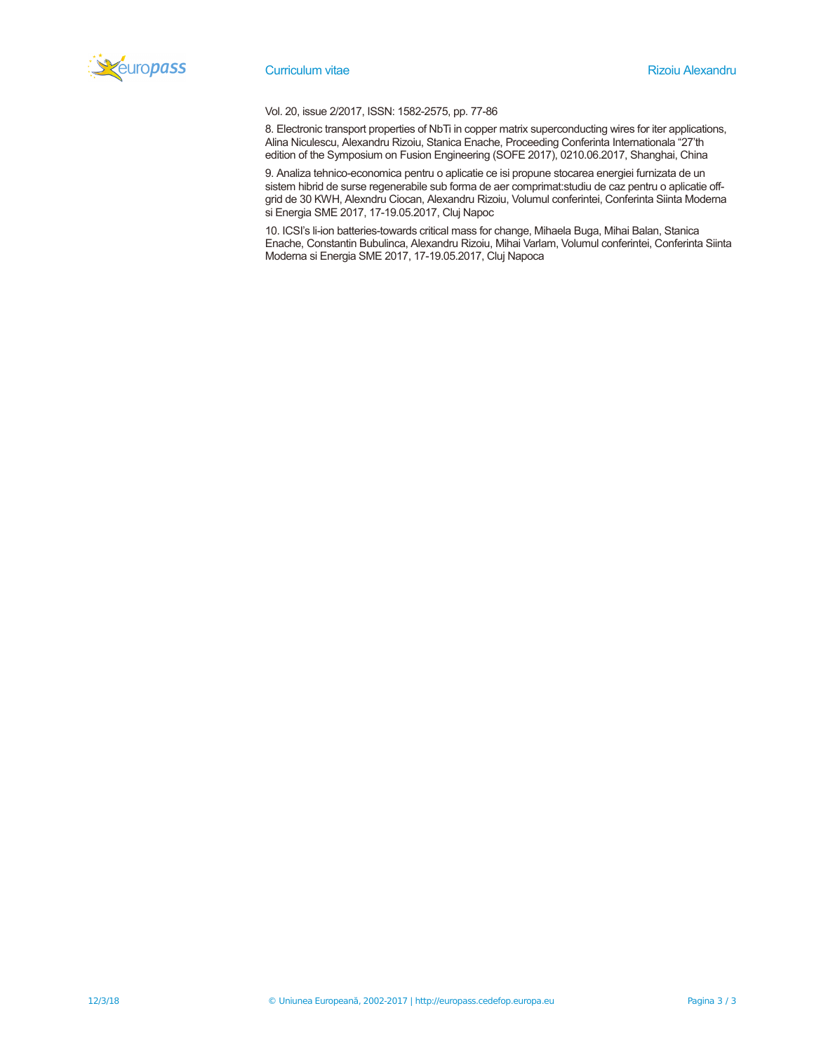Vol. 20, issue 2/2017, ISSN: 1582-2575, pp. 77-86

8. Electronic transport properties of NbTi in copper matrix superconducting wires for iter applications, Alina Niculescu, Alexandru Rizoiu, Stanica Enache, Proceeding Conferinta Internationala "27'th edition of the Symposium on Fusion Engineering (SOFE 2017), 0210.06.2017, Shanghai, China

9. Analiza tehnico-economica pentru o aplicatie ce isi propune stocarea energiei furnizata de un sistem hibrid de surse regenerabile sub forma de aer comprimat:studiu de caz pentru o aplicatie off-grid de 30 KWH, Alexndru Ciocan, Alexandru Rizoiu, Volumul conferintei, Conferinta Siinta Moderna si Energia SME 2017, 17-19.05.2017, Cluj Napoc

10. ICSI's li-ion batteries-towards critical mass for change, Mihaela Buga, Mihai Balan, Stanica Enache, Constantin Bubulinca, Alexandru Rizoiu, Mihai Varlam, Volumul conferintei, Conferinta Siinta Moderna si Energia SME 2017, 17-19.05.2017, Cluj Napoca